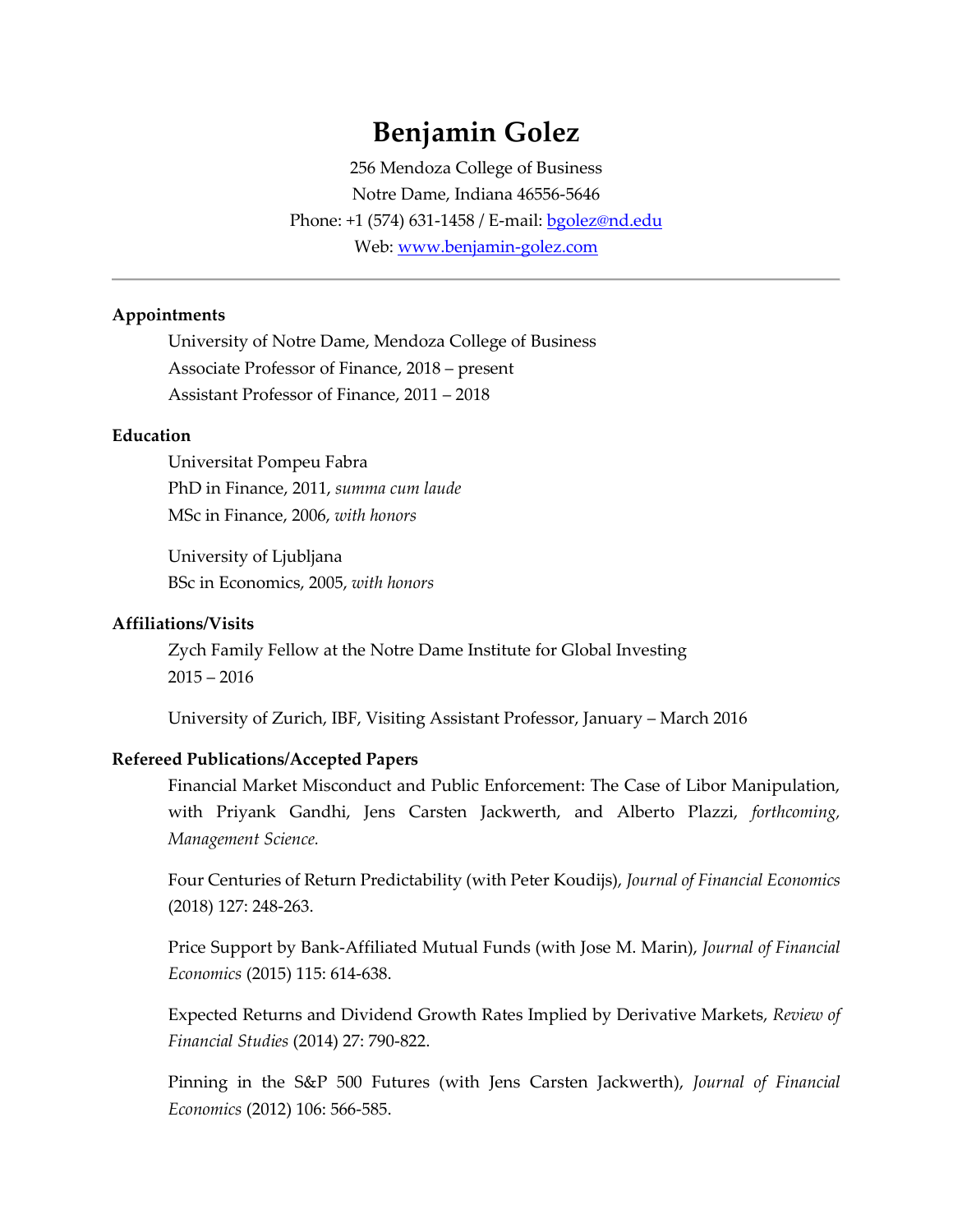# Benjamin Golez

256 Mendoza College of Business
Notre Dame, Indiana 46556-5646
Phone: +1 (574) 631-1458 / E-mail: [bgolez@nd.edu](mailto:bgolez@nd.edu)
Web: [www.benjamin-golez.com](http://www.benjamin-golez.com)

---

## Appointments

University of Notre Dame, Mendoza College of Business
Associate Professor of Finance, 2018 – present
Assistant Professor of Finance, 2011 – 2018

## Education

Universitat Pompeu Fabra
PhD in Finance, 2011, *summa cum laude*
MSc in Finance, 2006, *with honors*

University of Ljubljana
BSc in Economics, 2005, *with honors*

## Affiliations/Visits

Zych Family Fellow at the Notre Dame Institute for Global Investing
2015 – 2016

University of Zurich, IBF, Visiting Assistant Professor, January – March 2016

## Refereed Publications/Accepted Papers

Financial Market Misconduct and Public Enforcement: The Case of Libor Manipulation, with Priyank Gandhi, Jens Carsten Jackwerth, and Alberto Plazzi, *forthcoming, Management Science.*

Four Centuries of Return Predictability (with Peter Koudijs), *Journal of Financial Economics* (2018) 127: 248-263.

Price Support by Bank-Affiliated Mutual Funds (with Jose M. Marin), *Journal of Financial Economics* (2015) 115: 614-638.

Expected Returns and Dividend Growth Rates Implied by Derivative Markets, *Review of Financial Studies* (2014) 27: 790-822.

Pinning in the S&P 500 Futures (with Jens Carsten Jackwerth), *Journal of Financial Economics* (2012) 106: 566-585.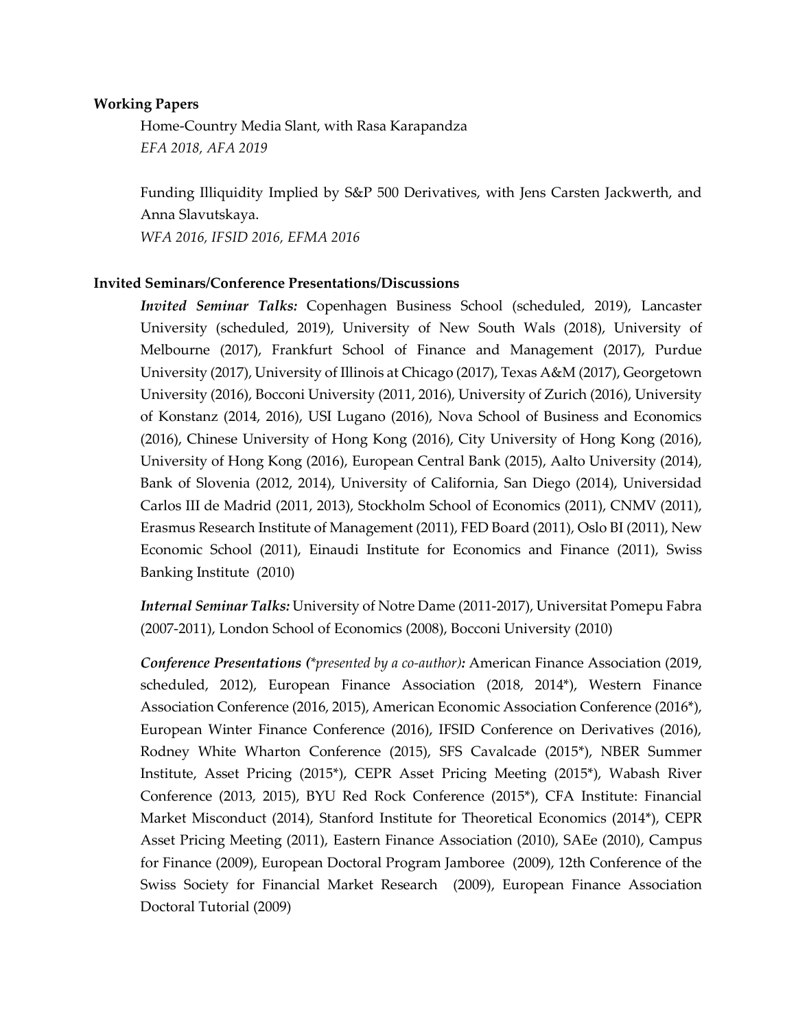**Working Papers**

Home-Country Media Slant, with Rasa Karapandza
*EFA 2018, AFA 2019*

Funding Illiquidity Implied by S&P 500 Derivatives, with Jens Carsten Jackwerth, and Anna Slavutskaya.
*WFA 2016, IFSID 2016, EFMA 2016*

**Invited Seminars/Conference Presentations/Discussions**

***Invited Seminar Talks:*** Copenhagen Business School (scheduled, 2019), Lancaster University (scheduled, 2019), University of New South Wals (2018), University of Melbourne (2017), Frankfurt School of Finance and Management (2017), Purdue University (2017), University of Illinois at Chicago (2017), Texas A&M (2017), Georgetown University (2016), Bocconi University (2011, 2016), University of Zurich (2016), University of Konstanz (2014, 2016), USI Lugano (2016), Nova School of Business and Economics (2016), Chinese University of Hong Kong (2016), City University of Hong Kong (2016), University of Hong Kong (2016), European Central Bank (2015), Aalto University (2014), Bank of Slovenia (2012, 2014), University of California, San Diego (2014), Universidad Carlos III de Madrid (2011, 2013), Stockholm School of Economics (2011), CNMV (2011), Erasmus Research Institute of Management (2011), FED Board (2011), Oslo BI (2011), New Economic School (2011), Einaudi Institute for Economics and Finance (2011), Swiss Banking Institute (2010)

***Internal Seminar Talks:*** University of Notre Dame (2011-2017), Universitat Pomepu Fabra (2007-2011), London School of Economics (2008), Bocconi University (2010)

***Conference Presentations (****\*presented by a co-author)****:*** American Finance Association (2019, scheduled, 2012), European Finance Association (2018, 2014\*), Western Finance Association Conference (2016, 2015), American Economic Association Conference (2016\*), European Winter Finance Conference (2016), IFSID Conference on Derivatives (2016), Rodney White Wharton Conference (2015), SFS Cavalcade (2015\*), NBER Summer Institute, Asset Pricing (2015\*), CEPR Asset Pricing Meeting (2015\*), Wabash River Conference (2013, 2015), BYU Red Rock Conference (2015\*), CFA Institute: Financial Market Misconduct (2014), Stanford Institute for Theoretical Economics (2014\*), CEPR Asset Pricing Meeting (2011), Eastern Finance Association (2010), SAEe (2010), Campus for Finance (2009), European Doctoral Program Jamboree (2009), 12th Conference of the Swiss Society for Financial Market Research (2009), European Finance Association Doctoral Tutorial (2009)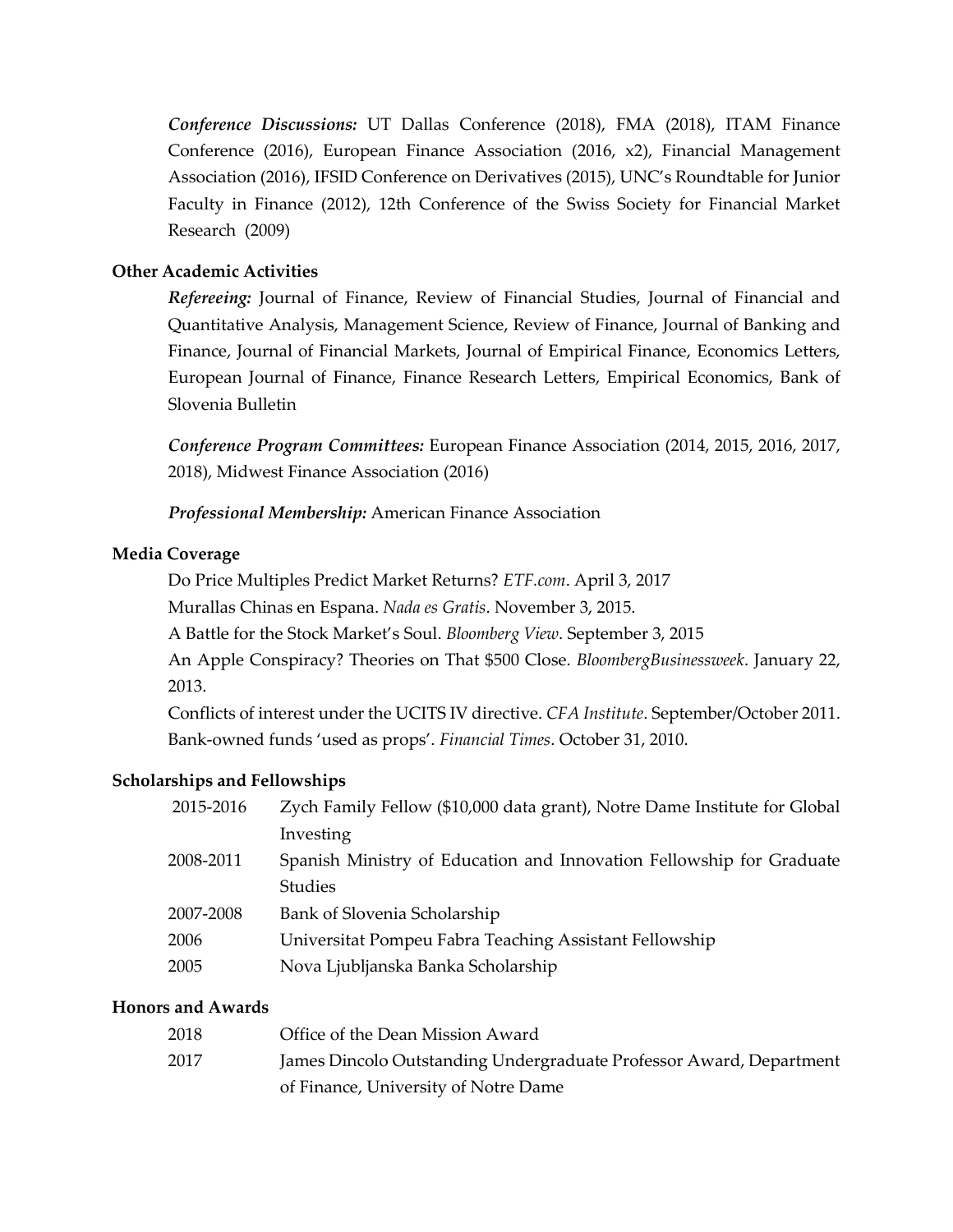***Conference Discussions:*** UT Dallas Conference (2018), FMA (2018), ITAM Finance Conference (2016), European Finance Association (2016, x2), Financial Management Association (2016), IFSID Conference on Derivatives (2015), UNC's Roundtable for Junior Faculty in Finance (2012), 12th Conference of the Swiss Society for Financial Market Research (2009)

### Other Academic Activities

***Refereeing:*** Journal of Finance, Review of Financial Studies, Journal of Financial and Quantitative Analysis, Management Science, Review of Finance, Journal of Banking and Finance, Journal of Financial Markets, Journal of Empirical Finance, Economics Letters, European Journal of Finance, Finance Research Letters, Empirical Economics, Bank of Slovenia Bulletin

***Conference Program Committees:*** European Finance Association (2014, 2015, 2016, 2017, 2018), Midwest Finance Association (2016)

***Professional Membership:*** American Finance Association

### Media Coverage

Do Price Multiples Predict Market Returns? *ETF.com*. April 3, 2017
Murallas Chinas en Espana. *Nada es Gratis*. November 3, 2015.
A Battle for the Stock Market's Soul. *Bloomberg View*. September 3, 2015
An Apple Conspiracy? Theories on That $500 Close. *BloombergBusinessweek*. January 22, 2013.
Conflicts of interest under the UCITS IV directive. *CFA Institute*. September/October 2011.
Bank-owned funds 'used as props'. *Financial Times*. October 31, 2010.

### Scholarships and Fellowships

| | |
|---|---|
| 2015-2016 | Zych Family Fellow ($10,000 data grant), Notre Dame Institute for Global Investing |
| 2008-2011 | Spanish Ministry of Education and Innovation Fellowship for Graduate Studies |
| 2007-2008 | Bank of Slovenia Scholarship |
| 2006 | Universitat Pompeu Fabra Teaching Assistant Fellowship |
| 2005 | Nova Ljubljanska Banka Scholarship |

### Honors and Awards

| | |
|---|---|
| 2018 | Office of the Dean Mission Award |
| 2017 | James Dincolo Outstanding Undergraduate Professor Award, Department of Finance, University of Notre Dame |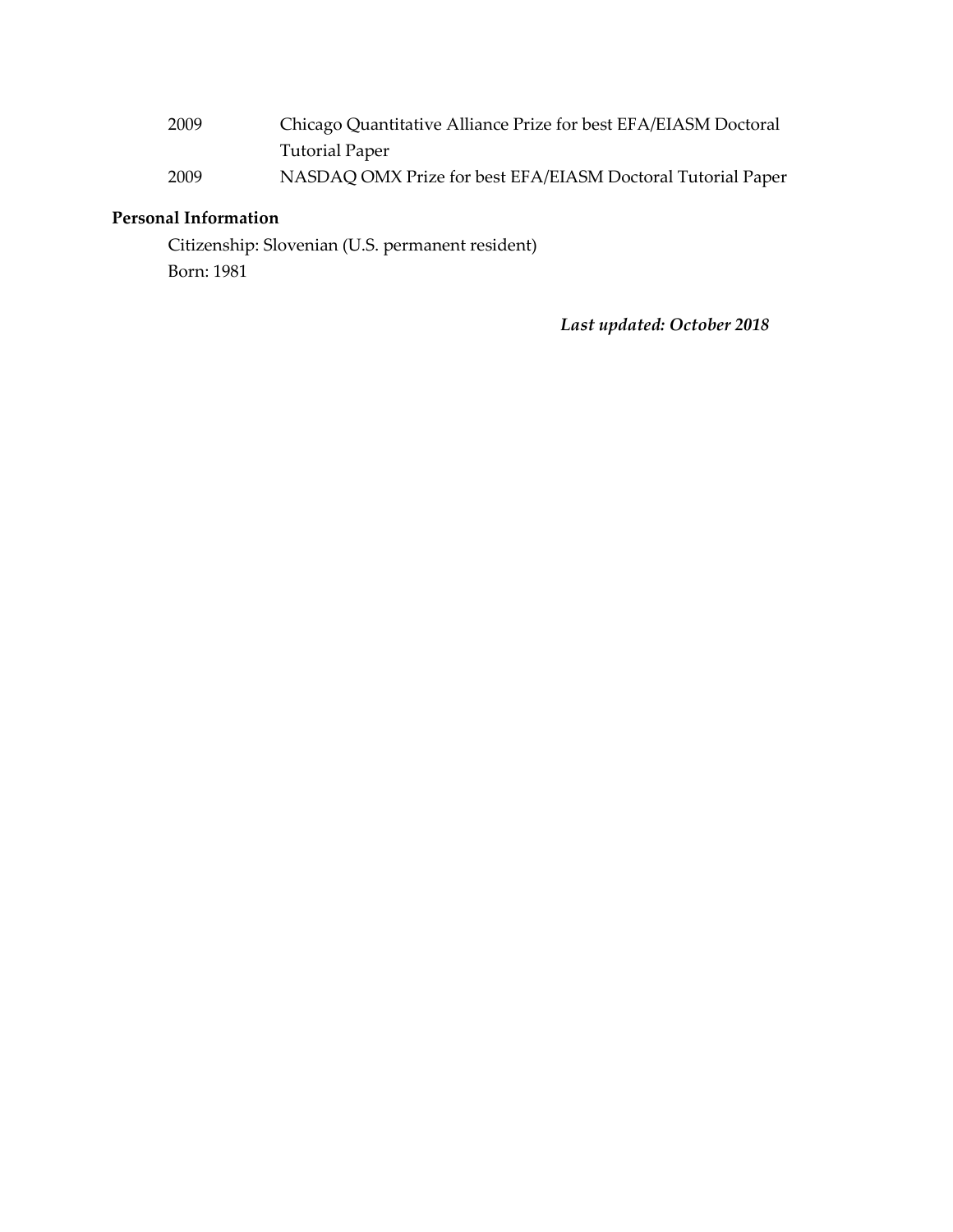| | |
|---|---|
| 2009 | Chicago Quantitative Alliance Prize for best EFA/EIASM Doctoral Tutorial Paper |
| 2009 | NASDAQ OMX Prize for best EFA/EIASM Doctoral Tutorial Paper |

**Personal Information**

Citizenship: Slovenian (U.S. permanent resident)

Born: 1981

***Last updated: October 2018***